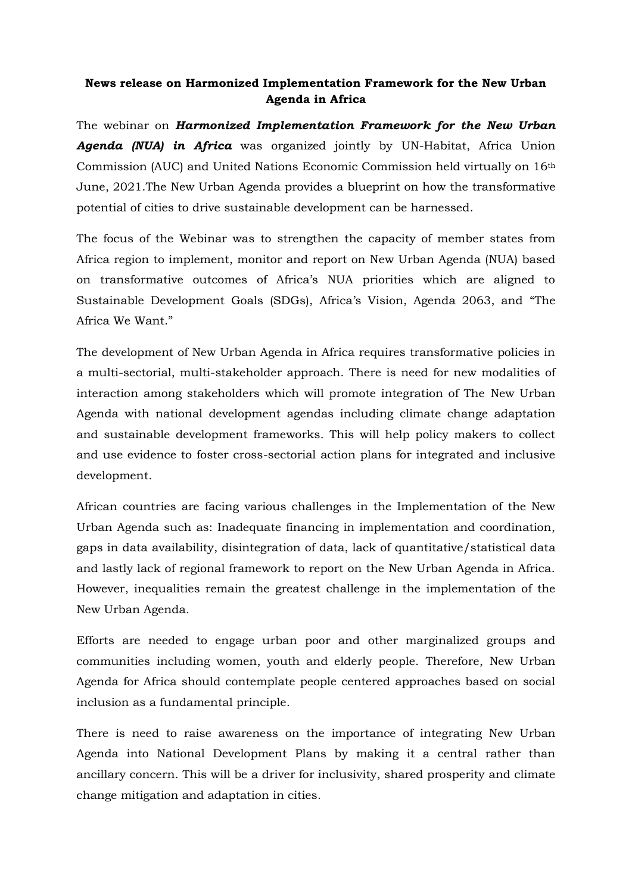**News release on Harmonized Implementation Framework for the New Urban Agenda in Africa**

The webinar on ***Harmonized Implementation Framework for the New Urban Agenda (NUA) in Africa*** was organized jointly by UN-Habitat, Africa Union Commission (AUC) and United Nations Economic Commission held virtually on 16th June, 2021.The New Urban Agenda provides a blueprint on how the transformative potential of cities to drive sustainable development can be harnessed.

The focus of the Webinar was to strengthen the capacity of member states from Africa region to implement, monitor and report on New Urban Agenda (NUA) based on transformative outcomes of Africa's NUA priorities which are aligned to Sustainable Development Goals (SDGs), Africa's Vision, Agenda 2063, and "The Africa We Want."

The development of New Urban Agenda in Africa requires transformative policies in a multi-sectorial, multi-stakeholder approach. There is need for new modalities of interaction among stakeholders which will promote integration of The New Urban Agenda with national development agendas including climate change adaptation and sustainable development frameworks. This will help policy makers to collect and use evidence to foster cross-sectorial action plans for integrated and inclusive development.

African countries are facing various challenges in the Implementation of the New Urban Agenda such as: Inadequate financing in implementation and coordination, gaps in data availability, disintegration of data, lack of quantitative/statistical data and lastly lack of regional framework to report on the New Urban Agenda in Africa. However, inequalities remain the greatest challenge in the implementation of the New Urban Agenda.

Efforts are needed to engage urban poor and other marginalized groups and communities including women, youth and elderly people. Therefore, New Urban Agenda for Africa should contemplate people centered approaches based on social inclusion as a fundamental principle.

There is need to raise awareness on the importance of integrating New Urban Agenda into National Development Plans by making it a central rather than ancillary concern. This will be a driver for inclusivity, shared prosperity and climate change mitigation and adaptation in cities.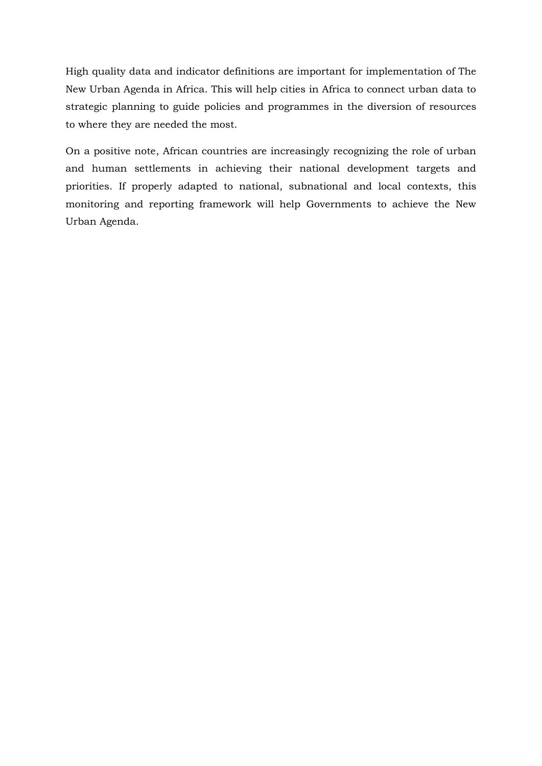High quality data and indicator definitions are important for implementation of The New Urban Agenda in Africa. This will help cities in Africa to connect urban data to strategic planning to guide policies and programmes in the diversion of resources to where they are needed the most.

On a positive note, African countries are increasingly recognizing the role of urban and human settlements in achieving their national development targets and priorities. If properly adapted to national, subnational and local contexts, this monitoring and reporting framework will help Governments to achieve the New Urban Agenda.